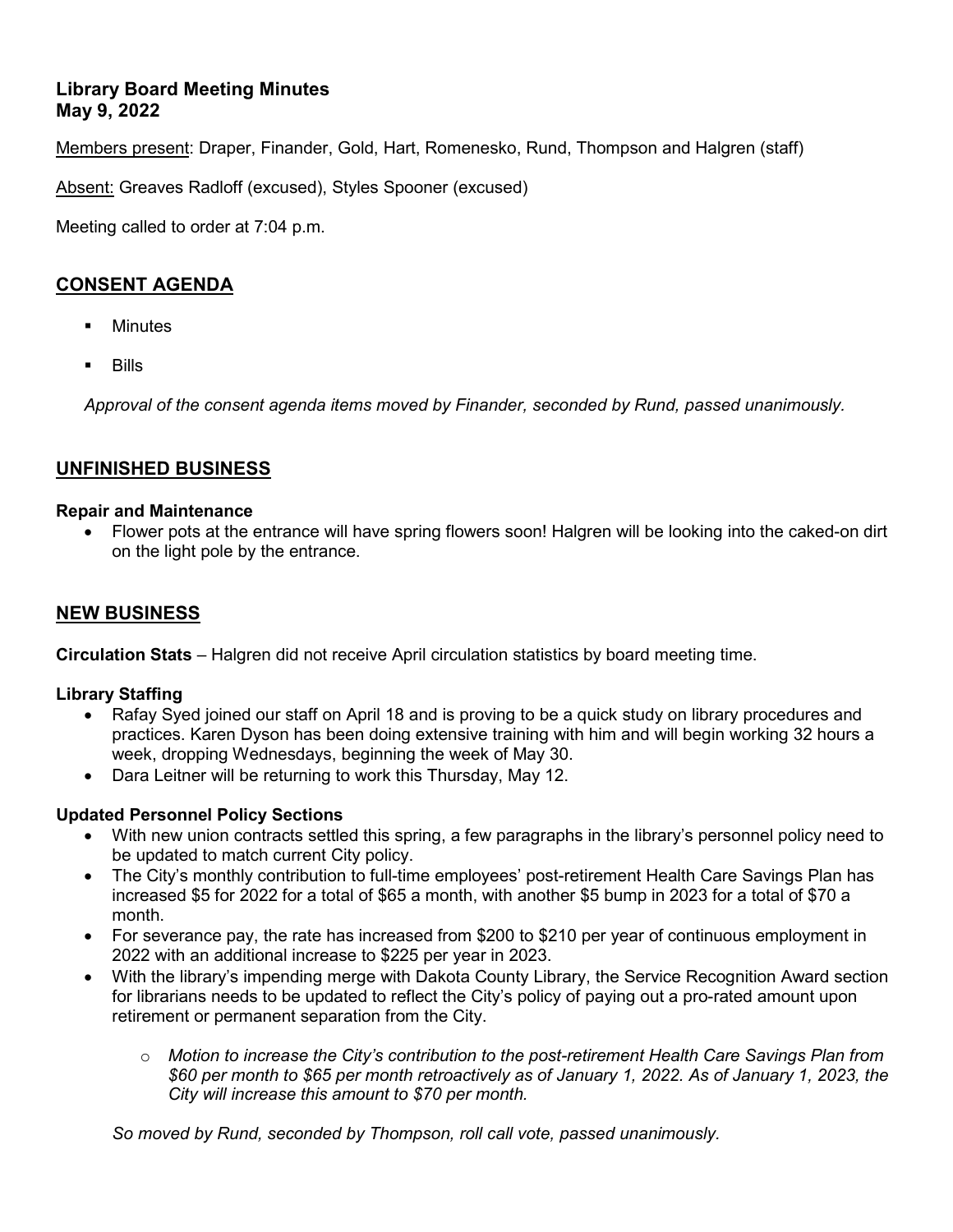**Library Board Meeting Minutes**
**May 9, 2022**

Members present: Draper, Finander, Gold, Hart, Romenesko, Rund, Thompson and Halgren (staff)

Absent: Greaves Radloff (excused), Styles Spooner (excused)

Meeting called to order at 7:04 p.m.

## CONSENT AGENDA

- Minutes
- Bills

*Approval of the consent agenda items moved by Finander, seconded by Rund, passed unanimously.*

## UNFINISHED BUSINESS

**Repair and Maintenance**

- Flower pots at the entrance will have spring flowers soon! Halgren will be looking into the caked-on dirt on the light pole by the entrance.

## NEW BUSINESS

**Circulation Stats** – Halgren did not receive April circulation statistics by board meeting time.

**Library Staffing**

- Rafay Syed joined our staff on April 18 and is proving to be a quick study on library procedures and practices. Karen Dyson has been doing extensive training with him and will begin working 32 hours a week, dropping Wednesdays, beginning the week of May 30.
- Dara Leitner will be returning to work this Thursday, May 12.

**Updated Personnel Policy Sections**

- With new union contracts settled this spring, a few paragraphs in the library's personnel policy need to be updated to match current City policy.
- The City's monthly contribution to full-time employees' post-retirement Health Care Savings Plan has increased $5 for 2022 for a total of $65 a month, with another $5 bump in 2023 for a total of $70 a month.
- For severance pay, the rate has increased from $200 to $210 per year of continuous employment in 2022 with an additional increase to $225 per year in 2023.
- With the library's impending merge with Dakota County Library, the Service Recognition Award section for librarians needs to be updated to reflect the City's policy of paying out a pro-rated amount upon retirement or permanent separation from the City.
    - *Motion to increase the City's contribution to the post-retirement Health Care Savings Plan from $60 per month to $65 per month retroactively as of January 1, 2022. As of January 1, 2023, the City will increase this amount to $70 per month.*

*So moved by Rund, seconded by Thompson, roll call vote, passed unanimously.*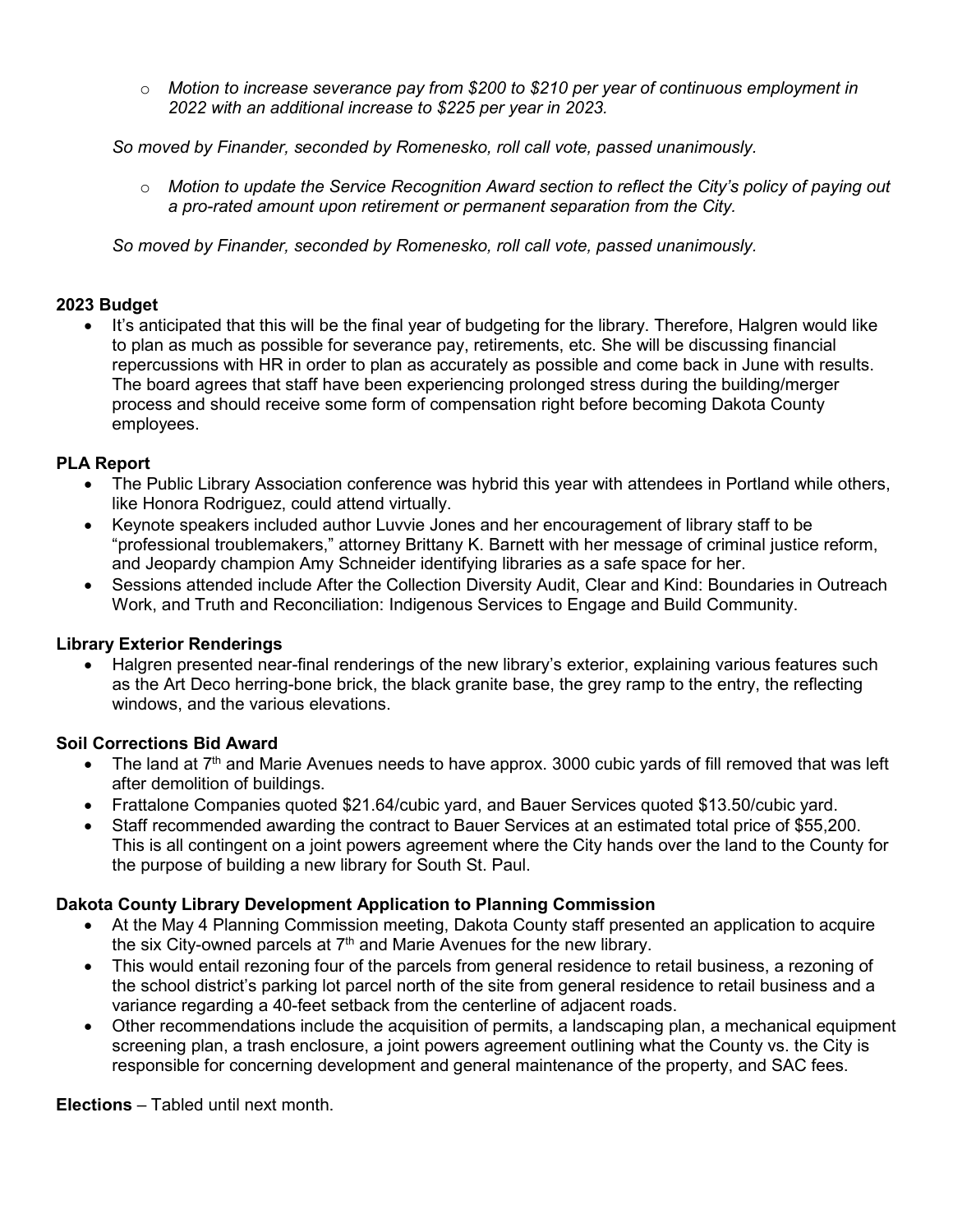- *Motion to increase severance pay from $200 to $210 per year of continuous employment in 2022 with an additional increase to $225 per year in 2023.*

*So moved by Finander, seconded by Romenesko, roll call vote, passed unanimously.*

- *Motion to update the Service Recognition Award section to reflect the City's policy of paying out a pro-rated amount upon retirement or permanent separation from the City.*

*So moved by Finander, seconded by Romenesko, roll call vote, passed unanimously.*

**2023 Budget**

- It's anticipated that this will be the final year of budgeting for the library. Therefore, Halgren would like to plan as much as possible for severance pay, retirements, etc. She will be discussing financial repercussions with HR in order to plan as accurately as possible and come back in June with results. The board agrees that staff have been experiencing prolonged stress during the building/merger process and should receive some form of compensation right before becoming Dakota County employees.

**PLA Report**

- The Public Library Association conference was hybrid this year with attendees in Portland while others, like Honora Rodriguez, could attend virtually.
- Keynote speakers included author Luvvie Jones and her encouragement of library staff to be "professional troublemakers," attorney Brittany K. Barnett with her message of criminal justice reform, and Jeopardy champion Amy Schneider identifying libraries as a safe space for her.
- Sessions attended include After the Collection Diversity Audit, Clear and Kind: Boundaries in Outreach Work, and Truth and Reconciliation: Indigenous Services to Engage and Build Community.

**Library Exterior Renderings**

- Halgren presented near-final renderings of the new library's exterior, explaining various features such as the Art Deco herring-bone brick, the black granite base, the grey ramp to the entry, the reflecting windows, and the various elevations.

**Soil Corrections Bid Award**

- The land at 7th and Marie Avenues needs to have approx. 3000 cubic yards of fill removed that was left after demolition of buildings.
- Frattalone Companies quoted $21.64/cubic yard, and Bauer Services quoted $13.50/cubic yard.
- Staff recommended awarding the contract to Bauer Services at an estimated total price of $55,200. This is all contingent on a joint powers agreement where the City hands over the land to the County for the purpose of building a new library for South St. Paul.

**Dakota County Library Development Application to Planning Commission**

- At the May 4 Planning Commission meeting, Dakota County staff presented an application to acquire the six City-owned parcels at 7th and Marie Avenues for the new library.
- This would entail rezoning four of the parcels from general residence to retail business, a rezoning of the school district's parking lot parcel north of the site from general residence to retail business and a variance regarding a 40-feet setback from the centerline of adjacent roads.
- Other recommendations include the acquisition of permits, a landscaping plan, a mechanical equipment screening plan, a trash enclosure, a joint powers agreement outlining what the County vs. the City is responsible for concerning development and general maintenance of the property, and SAC fees.

**Elections** – Tabled until next month.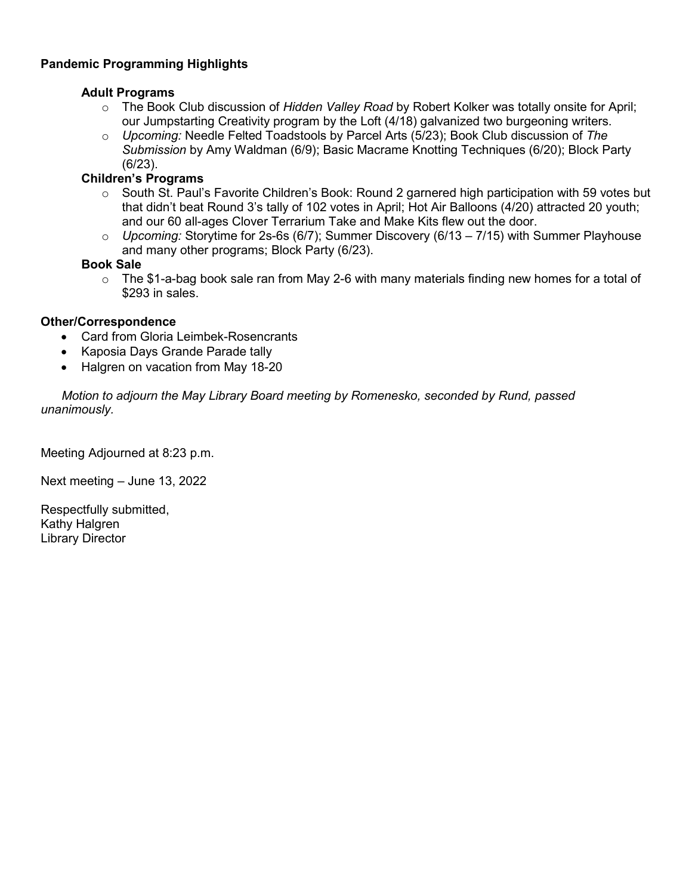**Pandemic Programming Highlights**

**Adult Programs**

- The Book Club discussion of *Hidden Valley Road* by Robert Kolker was totally onsite for April; our Jumpstarting Creativity program by the Loft (4/18) galvanized two burgeoning writers.
- *Upcoming:* Needle Felted Toadstools by Parcel Arts (5/23); Book Club discussion of *The Submission* by Amy Waldman (6/9); Basic Macrame Knotting Techniques (6/20); Block Party (6/23).

**Children's Programs**

- South St. Paul's Favorite Children's Book: Round 2 garnered high participation with 59 votes but that didn't beat Round 3's tally of 102 votes in April; Hot Air Balloons (4/20) attracted 20 youth; and our 60 all-ages Clover Terrarium Take and Make Kits flew out the door.
- *Upcoming:* Storytime for 2s-6s (6/7); Summer Discovery (6/13 – 7/15) with Summer Playhouse and many other programs; Block Party (6/23).

**Book Sale**

- The $1-a-bag book sale ran from May 2-6 with many materials finding new homes for a total of $293 in sales.

**Other/Correspondence**

- Card from Gloria Leimbek-Rosencrants
- Kaposia Days Grande Parade tally
- Halgren on vacation from May 18-20

*Motion to adjourn the May Library Board meeting by Romenesko, seconded by Rund, passed unanimously.*

Meeting Adjourned at 8:23 p.m.

Next meeting – June 13, 2022

Respectfully submitted,
Kathy Halgren
Library Director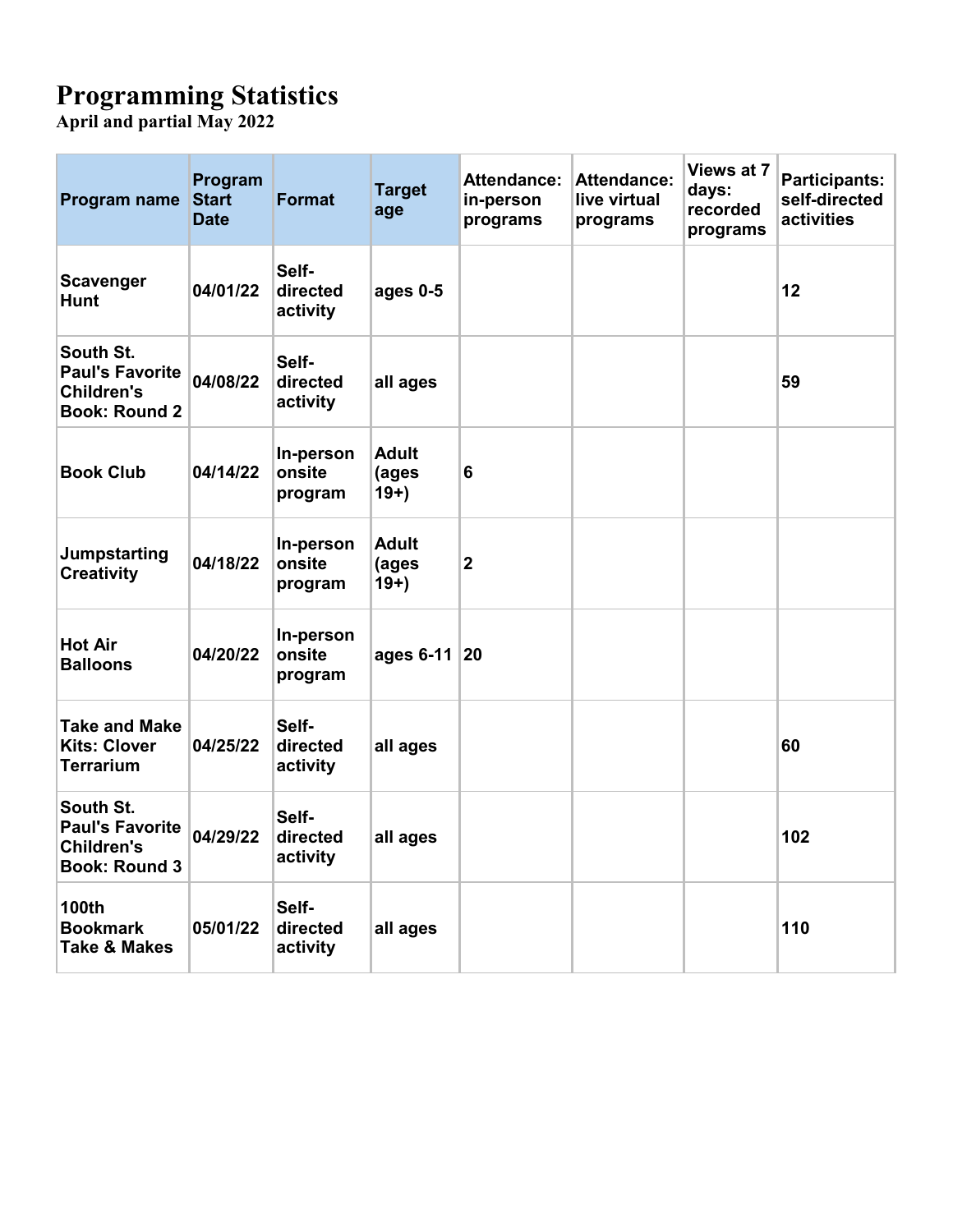# Programming Statistics

**April and partial May 2022**

| Program name | Program Start Date | Format | Target age | Attendance: in-person programs | Attendance: live virtual programs | Views at 7 days: recorded programs | Participants: self-directed activities |
|---|---|---|---|---|---|---|---|
| Scavenger Hunt | 04/01/22 | Self-directed activity | ages 0-5 | | | | 12 |
| South St. Paul's Favorite Children's Book: Round 2 | 04/08/22 | Self-directed activity | all ages | | | | 59 |
| Book Club | 04/14/22 | In-person onsite program | Adult (ages 19+) | 6 | | | |
| Jumpstarting Creativity | 04/18/22 | In-person onsite program | Adult (ages 19+) | 2 | | | |
| Hot Air Balloons | 04/20/22 | In-person onsite program | ages 6-11 | 20 | | | |
| Take and Make Kits: Clover Terrarium | 04/25/22 | Self-directed activity | all ages | | | | 60 |
| South St. Paul's Favorite Children's Book: Round 3 | 04/29/22 | Self-directed activity | all ages | | | | 102 |
| 100th Bookmark Take & Makes | 05/01/22 | Self-directed activity | all ages | | | | 110 |